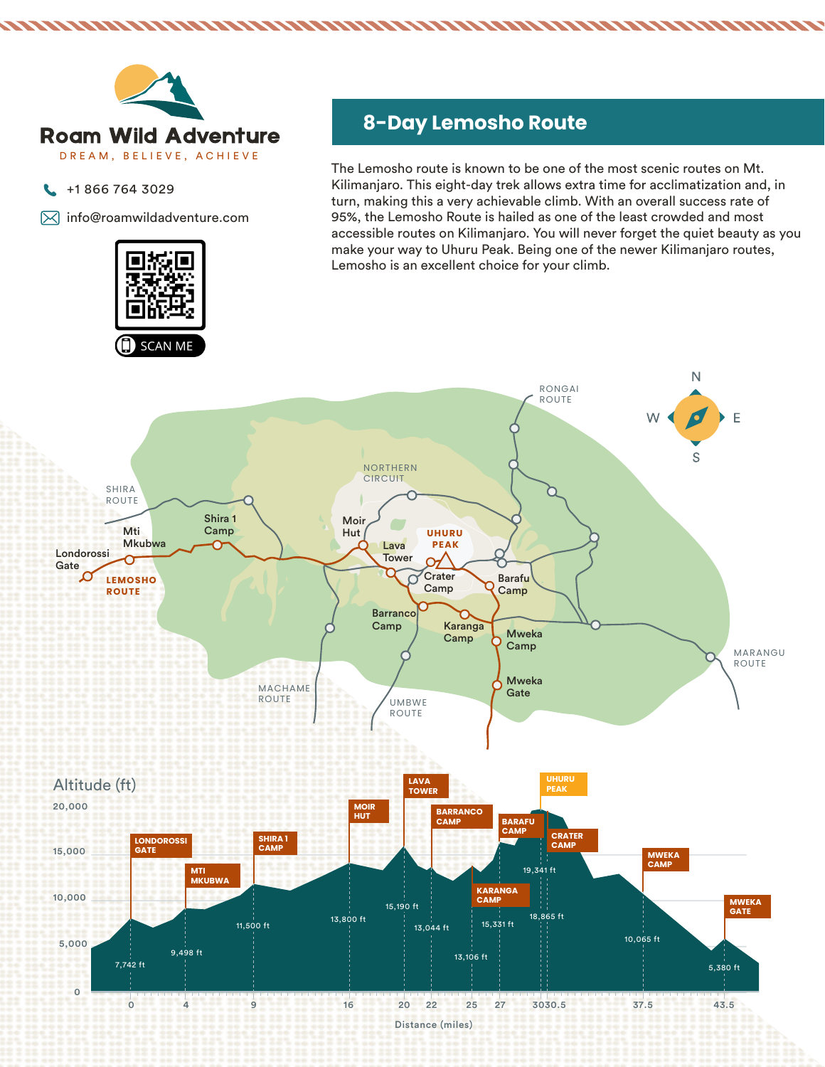# Roam Wild Adventure

DREAM, BELIEVE, ACHIEVE

+1 866 764 3029

info@roamwildadventure.com

SCAN ME

## 8-Day Lemosho Route

The Lemosho route is known to be one of the most scenic routes on Mt. Kilimanjaro. This eight-day trek allows extra time for acclimatization and, in turn, making this a very achievable climb. With an overall success rate of 95%, the Lemosho Route is hailed as one of the least crowded and most accessible routes on Kilimanjaro. You will never forget the quiet beauty as you make your way to Uhuru Peak. Being one of the newer Kilimanjaro routes, Lemosho is an excellent choice for your climb.

SHIRA ROUTE | NORTHERN CIRCUIT | RONGAI ROUTE | MARANGU ROUTE | UMBWE ROUTE | MACHAME ROUTE | LEMOSHO ROUTE

Londorossi Gate | Mti Mkubwa | Shira 1 Camp | Moir Hut | Lava Tower | Uhuru Peak | Crater Camp | Barafu Camp | Barranco Camp | Karanga Camp | Mweka Camp | Mweka Gate

N | S | E | W

### Altitude (ft)

| Camp | Distance (miles) | Altitude |
|---|---|---|
| Londorossi Gate | 0 | 7,742 ft |
| Mti Mkubwa | 4 | 9,498 ft |
| Shira 1 Camp | 9 | 11,500 ft |
| Moir Hut | 16 | 13,800 ft |
| Lava Tower | 20 | 15,190 ft |
| Barranco Camp | 22 | 13,044 ft |
| Karanga Camp | 25 | 13,106 ft |
| Barafu Camp | 27 | 15,331 ft |
| Uhuru Peak | 30 | 19,341 ft |
| Crater Camp | 30.5 | 18,865 ft |
| Mweka Camp | 37.5 | 10,065 ft |
| Mweka Gate | 43.5 | 5,380 ft |

Distance (miles)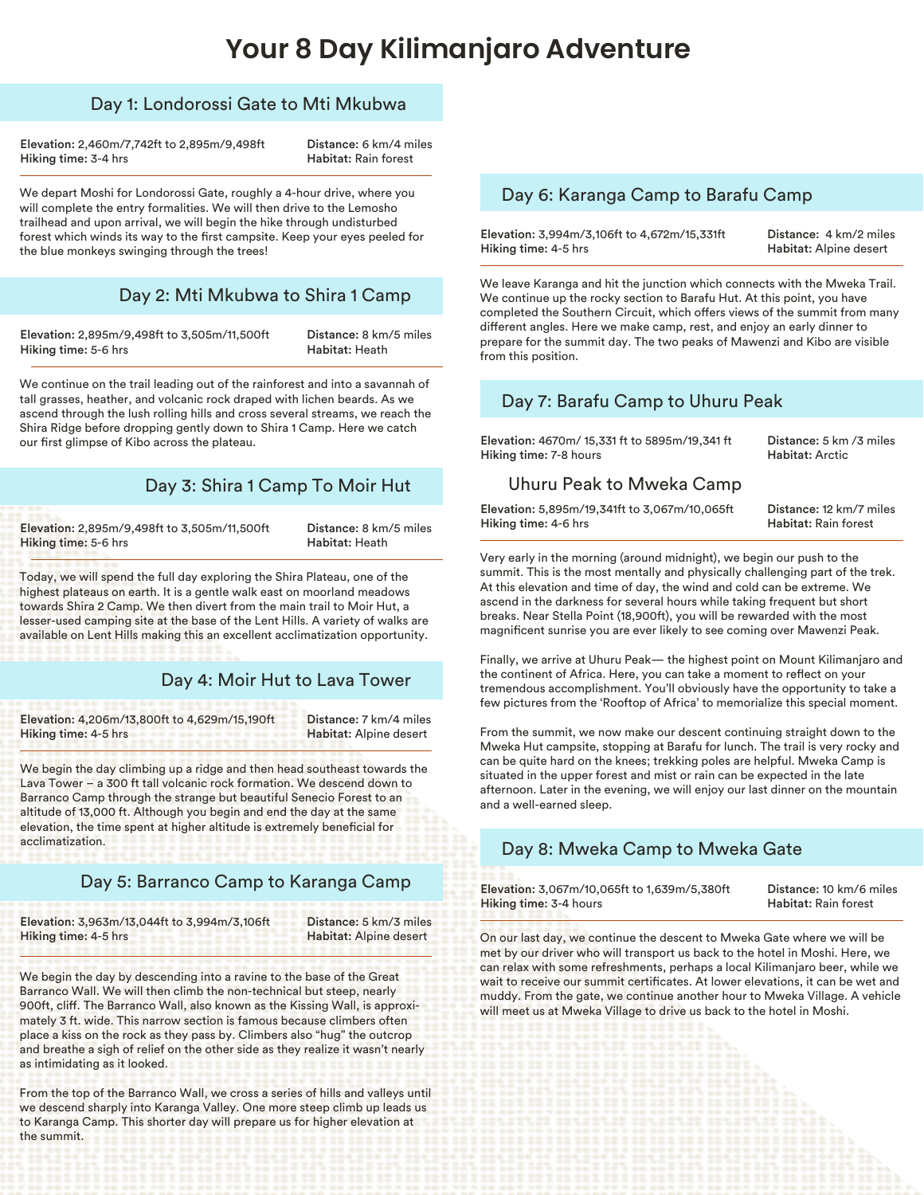# Your 8 Day Kilimanjaro Adventure

## Day 1: Londorossi Gate to Mti Mkubwa

**Elevation:** 2,460m/7,742ft to 2,895m/9,498ft
**Hiking time:** 3-4 hrs
**Distance:** 6 km/4 miles
**Habitat:** Rain forest

We depart Moshi for Londorossi Gate, roughly a 4-hour drive, where you will complete the entry formalities. We will then drive to the Lemosho trailhead and upon arrival, we will begin the hike through undisturbed forest which winds its way to the first campsite. Keep your eyes peeled for the blue monkeys swinging through the trees!

## Day 2: Mti Mkubwa to Shira 1 Camp

**Elevation:** 2,895m/9,498ft to 3,505m/11,500ft
**Hiking time:** 5-6 hrs
**Distance:** 8 km/5 miles
**Habitat:** Heath

We continue on the trail leading out of the rainforest and into a savannah of tall grasses, heather, and volcanic rock draped with lichen beards. As we ascend through the lush rolling hills and cross several streams, we reach the Shira Ridge before dropping gently down to Shira 1 Camp. Here we catch our first glimpse of Kibo across the plateau.

## Day 3: Shira 1 Camp To Moir Hut

**Elevation:** 2,895m/9,498ft to 3,505m/11,500ft
**Hiking time:** 5-6 hrs
**Distance:** 8 km/5 miles
**Habitat:** Heath

Today, we will spend the full day exploring the Shira Plateau, one of the highest plateaus on earth. It is a gentle walk east on moorland meadows towards Shira 2 Camp. We then divert from the main trail to Moir Hut, a lesser-used camping site at the base of the Lent Hills. A variety of walks are available on Lent Hills making this an excellent acclimatization opportunity.

## Day 4: Moir Hut to Lava Tower

**Elevation:** 4,206m/13,800ft to 4,629m/15,190ft
**Hiking time:** 4-5 hrs
**Distance:** 7 km/4 miles
**Habitat:** Alpine desert

We begin the day climbing up a ridge and then head southeast towards the Lava Tower – a 300 ft tall volcanic rock formation. We descend down to Barranco Camp through the strange but beautiful Senecio Forest to an altitude of 13,000 ft. Although you begin and end the day at the same elevation, the time spent at higher altitude is extremely beneficial for acclimatization.

## Day 5: Barranco Camp to Karanga Camp

**Elevation:** 3,963m/13,044ft to 3,994m/3,106ft
**Hiking time:** 4-5 hrs
**Distance:** 5 km/3 miles
**Habitat:** Alpine desert

We begin the day by descending into a ravine to the base of the Great Barranco Wall. We will then climb the non-technical but steep, nearly 900ft, cliff. The Barranco Wall, also known as the Kissing Wall, is approximately 3 ft. wide. This narrow section is famous because climbers often place a kiss on the rock as they pass by. Climbers also "hug" the outcrop and breathe a sigh of relief on the other side as they realize it wasn't nearly as intimidating as it looked.

From the top of the Barranco Wall, we cross a series of hills and valleys until we descend sharply into Karanga Valley. One more steep climb up leads us to Karanga Camp. This shorter day will prepare us for higher elevation at the summit.

## Day 6: Karanga Camp to Barafu Camp

**Elevation:** 3,994m/3,106ft to 4,672m/15,331ft
**Hiking time:** 4-5 hrs
**Distance:** 4 km/2 miles
**Habitat:** Alpine desert

We leave Karanga and hit the junction which connects with the Mweka Trail. We continue up the rocky section to Barafu Hut. At this point, you have completed the Southern Circuit, which offers views of the summit from many different angles. Here we make camp, rest, and enjoy an early dinner to prepare for the summit day. The two peaks of Mawenzi and Kibo are visible from this position.

## Day 7: Barafu Camp to Uhuru Peak

**Elevation:** 4670m/ 15,331 ft to 5895m/19,341 ft
**Hiking time:** 7-8 hours
**Distance:** 5 km /3 miles
**Habitat:** Arctic

### Uhuru Peak to Mweka Camp

**Elevation:** 5,895m/19,341ft to 3,067m/10,065ft
**Hiking time:** 4-6 hrs
**Distance:** 12 km/7 miles
**Habitat:** Rain forest

Very early in the morning (around midnight), we begin our push to the summit. This is the most mentally and physically challenging part of the trek. At this elevation and time of day, the wind and cold can be extreme. We ascend in the darkness for several hours while taking frequent but short breaks. Near Stella Point (18,900ft), you will be rewarded with the most magnificent sunrise you are ever likely to see coming over Mawenzi Peak.

Finally, we arrive at Uhuru Peak— the highest point on Mount Kilimanjaro and the continent of Africa. Here, you can take a moment to reflect on your tremendous accomplishment. You'll obviously have the opportunity to take a few pictures from the 'Rooftop of Africa' to memorialize this special moment.

From the summit, we now make our descent continuing straight down to the Mweka Hut campsite, stopping at Barafu for lunch. The trail is very rocky and can be quite hard on the knees; trekking poles are helpful. Mweka Camp is situated in the upper forest and mist or rain can be expected in the late afternoon. Later in the evening, we will enjoy our last dinner on the mountain and a well-earned sleep.

## Day 8: Mweka Camp to Mweka Gate

**Elevation:** 3,067m/10,065ft to 1,639m/5,380ft
**Hiking time:** 3-4 hours
**Distance:** 10 km/6 miles
**Habitat:** Rain forest

On our last day, we continue the descent to Mweka Gate where we will be met by our driver who will transport us back to the hotel in Moshi. Here, we can relax with some refreshments, perhaps a local Kilimanjaro beer, while we wait to receive our summit certificates. At lower elevations, it can be wet and muddy. From the gate, we continue another hour to Mweka Village. A vehicle will meet us at Mweka Village to drive us back to the hotel in Moshi.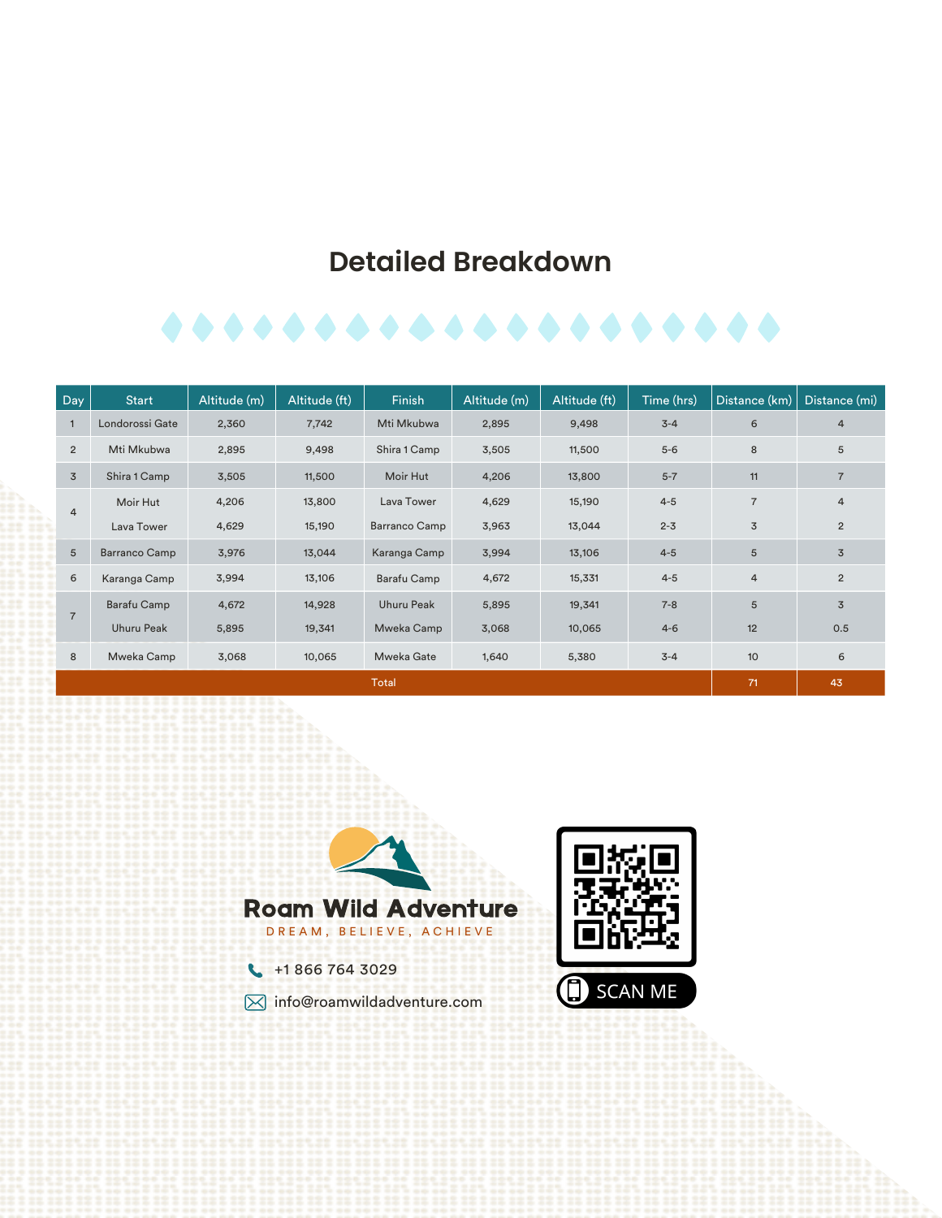## Detailed Breakdown

| Day | Start | Altitude (m) | Altitude (ft) | Finish | Altitude (m) | Altitude (ft) | Time (hrs) | Distance (km) | Distance (mi) |
|---|---|---|---|---|---|---|---|---|---|
| 1 | Londorossi Gate | 2,360 | 7,742 | Mti Mkubwa | 2,895 | 9,498 | 3-4 | 6 | 4 |
| 2 | Mti Mkubwa | 2,895 | 9,498 | Shira 1 Camp | 3,505 | 11,500 | 5-6 | 8 | 5 |
| 3 | Shira 1 Camp | 3,505 | 11,500 | Moir Hut | 4,206 | 13,800 | 5-7 | 11 | 7 |
| 4 | Moir Hut | 4,206 | 13,800 | Lava Tower | 4,629 | 15,190 | 4-5 | 7 | 4 |
| | Lava Tower | 4,629 | 15,190 | Barranco Camp | 3,963 | 13,044 | 2-3 | 3 | 2 |
| 5 | Barranco Camp | 3,976 | 13,044 | Karanga Camp | 3,994 | 13,106 | 4-5 | 5 | 3 |
| 6 | Karanga Camp | 3,994 | 13,106 | Barafu Camp | 4,672 | 15,331 | 4-5 | 4 | 2 |
| 7 | Barafu Camp | 4,672 | 14,928 | Uhuru Peak | 5,895 | 19,341 | 7-8 | 5 | 3 |
| | Uhuru Peak | 5,895 | 19,341 | Mweka Camp | 3,068 | 10,065 | 4-6 | 12 | 0.5 |
| 8 | Mweka Camp | 3,068 | 10,065 | Mweka Gate | 1,640 | 5,380 | 3-4 | 10 | 6 |
| Total | | | | | | | | 71 | 43 |

**Roam Wild Adventure**

DREAM, BELIEVE, ACHIEVE

+1 866 764 3029

info@roamwildadventure.com

SCAN ME